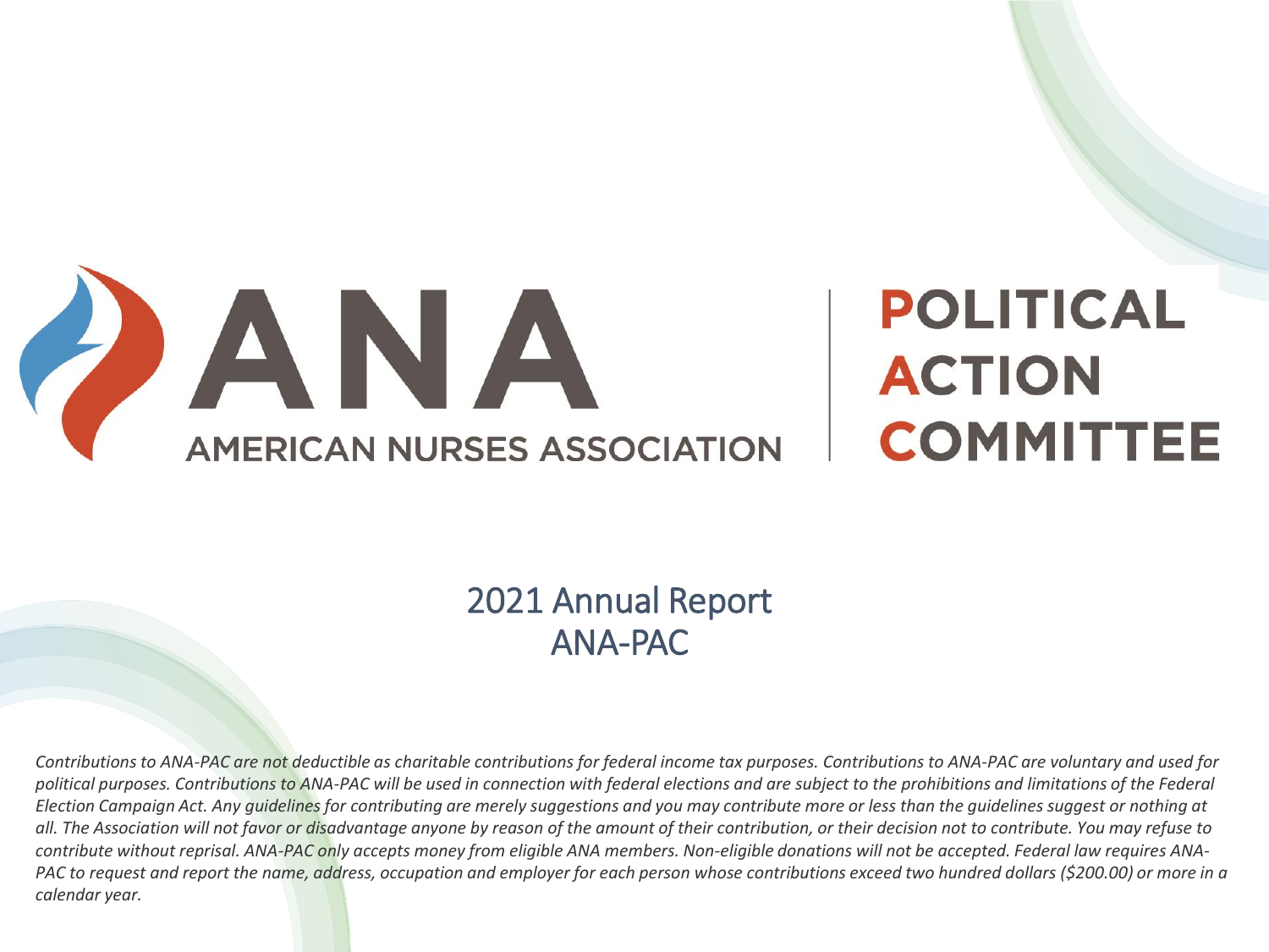# ANA

AMERICAN NURSES ASSOCIATION

**POLITICAL ACTION COMMITTEE**

## 2021 Annual Report
## ANA-PAC

*Contributions to ANA-PAC are not deductible as charitable contributions for federal income tax purposes. Contributions to ANA-PAC are voluntary and used for political purposes. Contributions to ANA-PAC will be used in connection with federal elections and are subject to the prohibitions and limitations of the Federal Election Campaign Act. Any guidelines for contributing are merely suggestions and you may contribute more or less than the guidelines suggest or nothing at all. The Association will not favor or disadvantage anyone by reason of the amount of their contribution, or their decision not to contribute. You may refuse to contribute without reprisal. ANA-PAC only accepts money from eligible ANA members. Non-eligible donations will not be accepted. Federal law requires ANA-PAC to request and report the name, address, occupation and employer for each person whose contributions exceed two hundred dollars ($200.00) or more in a calendar year.*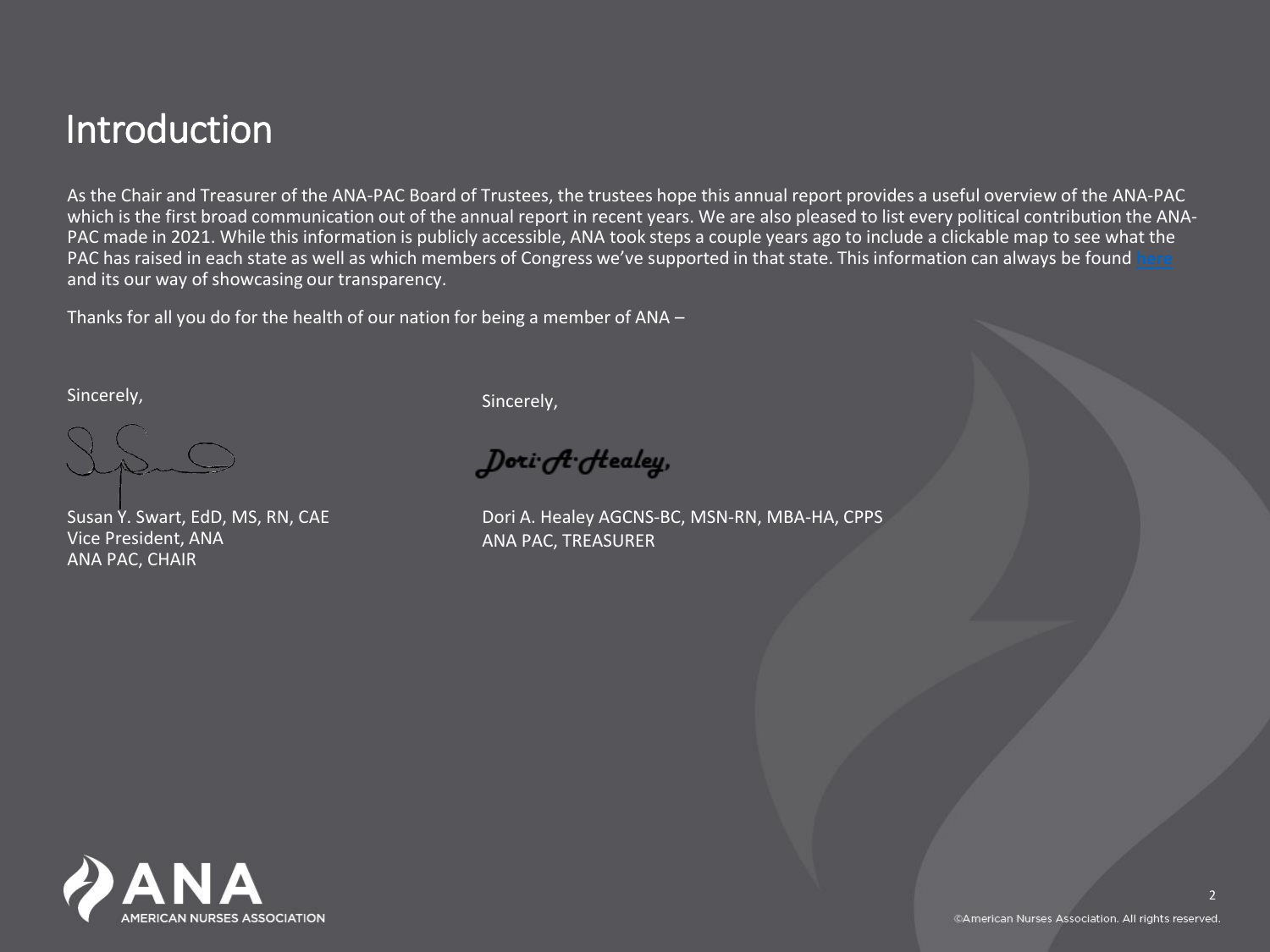# Introduction

As the Chair and Treasurer of the ANA-PAC Board of Trustees, the trustees hope this annual report provides a useful overview of the ANA-PAC which is the first broad communication out of the annual report in recent years. We are also pleased to list every political contribution the ANA-PAC made in 2021. While this information is publicly accessible, ANA took steps a couple years ago to include a clickable map to see what the PAC has raised in each state as well as which members of Congress we've supported in that state. This information can always be found here and its our way of showcasing our transparency.

Thanks for all you do for the health of our nation for being a member of ANA –

Sincerely,

Susan Y. Swart, EdD, MS, RN, CAE
Vice President, ANA
ANA PAC, CHAIR

Sincerely,

Dori A. Healey,

Dori A. Healey AGCNS-BC, MSN-RN, MBA-HA, CPPS
ANA PAC, TREASURER

ANA AMERICAN NURSES ASSOCIATION

©American Nurses Association. All rights reserved.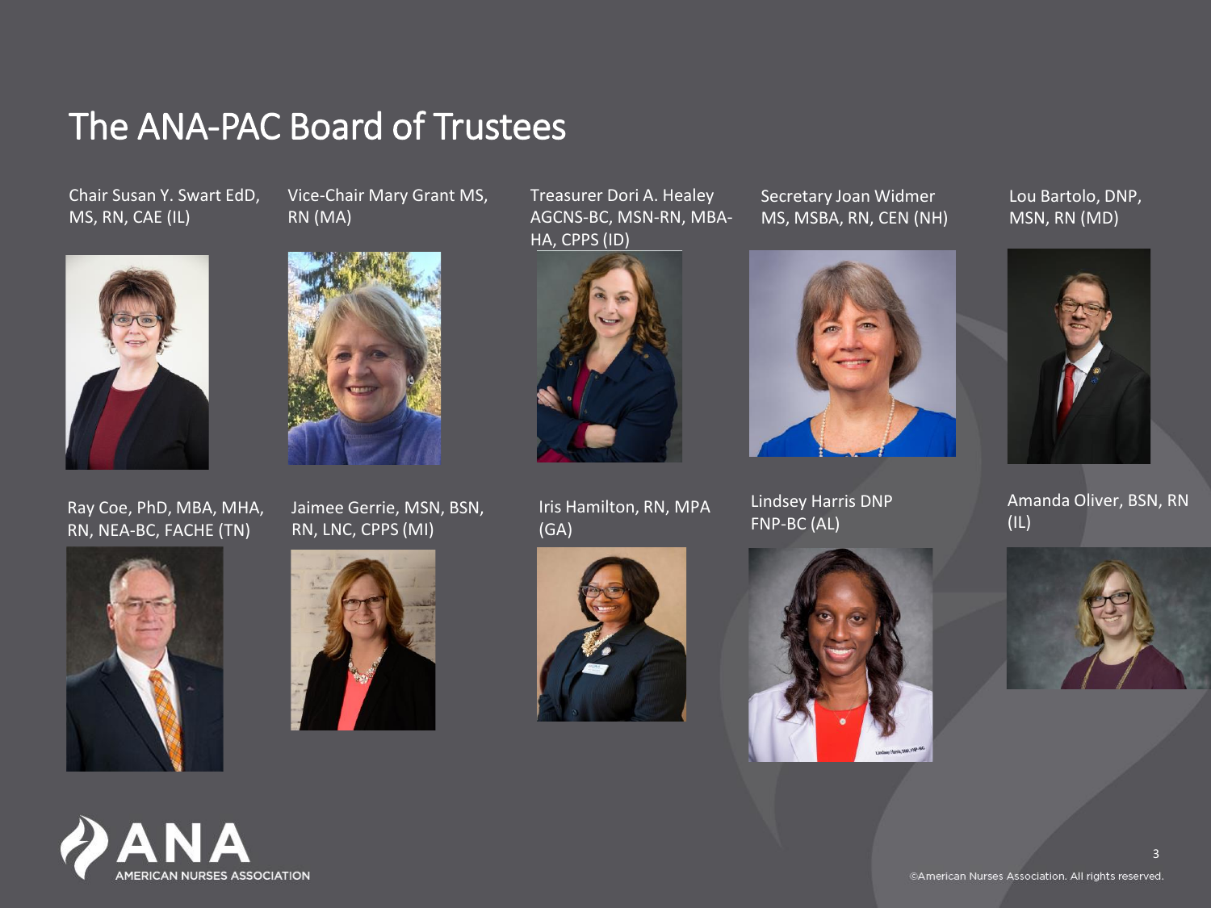# The ANA-PAC Board of Trustees

- Chair Susan Y. Swart EdD, MS, RN, CAE (IL)
- Vice-Chair Mary Grant MS, RN (MA)
- Treasurer Dori A. Healey AGCNS-BC, MSN-RN, MBA-HA, CPPS (ID)
- Secretary Joan Widmer MS, MSBA, RN, CEN (NH)
- Lou Bartolo, DNP, MSN, RN (MD)
- Ray Coe, PhD, MBA, MHA, RN, NEA-BC, FACHE (TN)
- Jaimee Gerrie, MSN, BSN, RN, LNC, CPPS (MI)
- Iris Hamilton, RN, MPA (GA)
- Lindsey Harris DNP FNP-BC (AL)
- Amanda Oliver, BSN, RN (IL)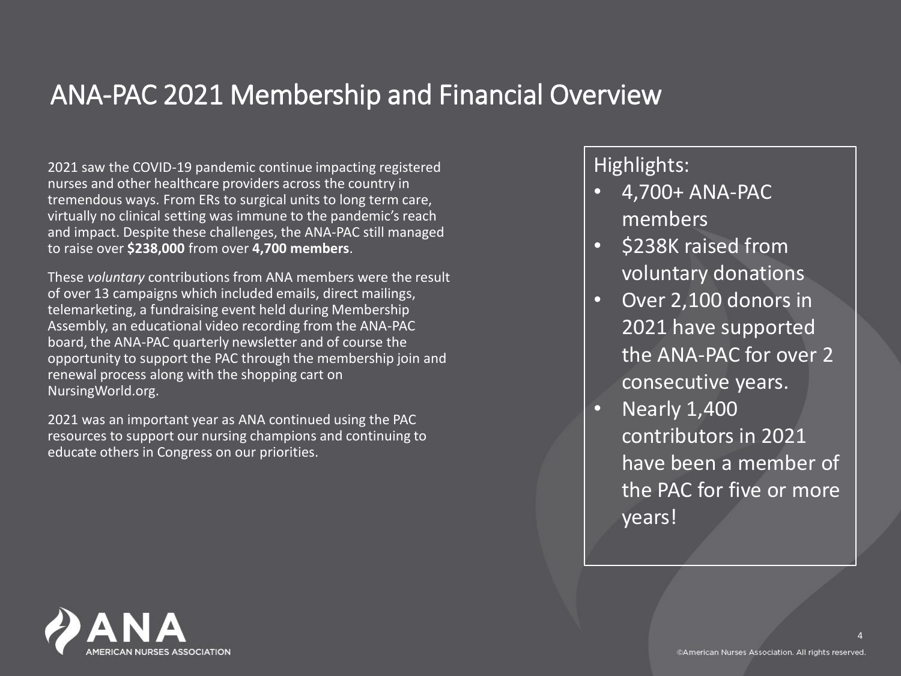# ANA-PAC 2021 Membership and Financial Overview

2021 saw the COVID-19 pandemic continue impacting registered nurses and other healthcare providers across the country in tremendous ways. From ERs to surgical units to long term care, virtually no clinical setting was immune to the pandemic's reach and impact. Despite these challenges, the ANA-PAC still managed to raise over **$238,000** from over **4,700 members**.

These *voluntary* contributions from ANA members were the result of over 13 campaigns which included emails, direct mailings, telemarketing, a fundraising event held during Membership Assembly, an educational video recording from the ANA-PAC board, the ANA-PAC quarterly newsletter and of course the opportunity to support the PAC through the membership join and renewal process along with the shopping cart on NursingWorld.org.

2021 was an important year as ANA continued using the PAC resources to support our nursing champions and continuing to educate others in Congress on our priorities.

Highlights:

- 4,700+ ANA-PAC members
- $238K raised from voluntary donations
- Over 2,100 donors in 2021 have supported the ANA-PAC for over 2 consecutive years.
- Nearly 1,400 contributors in 2021 have been a member of the PAC for five or more years!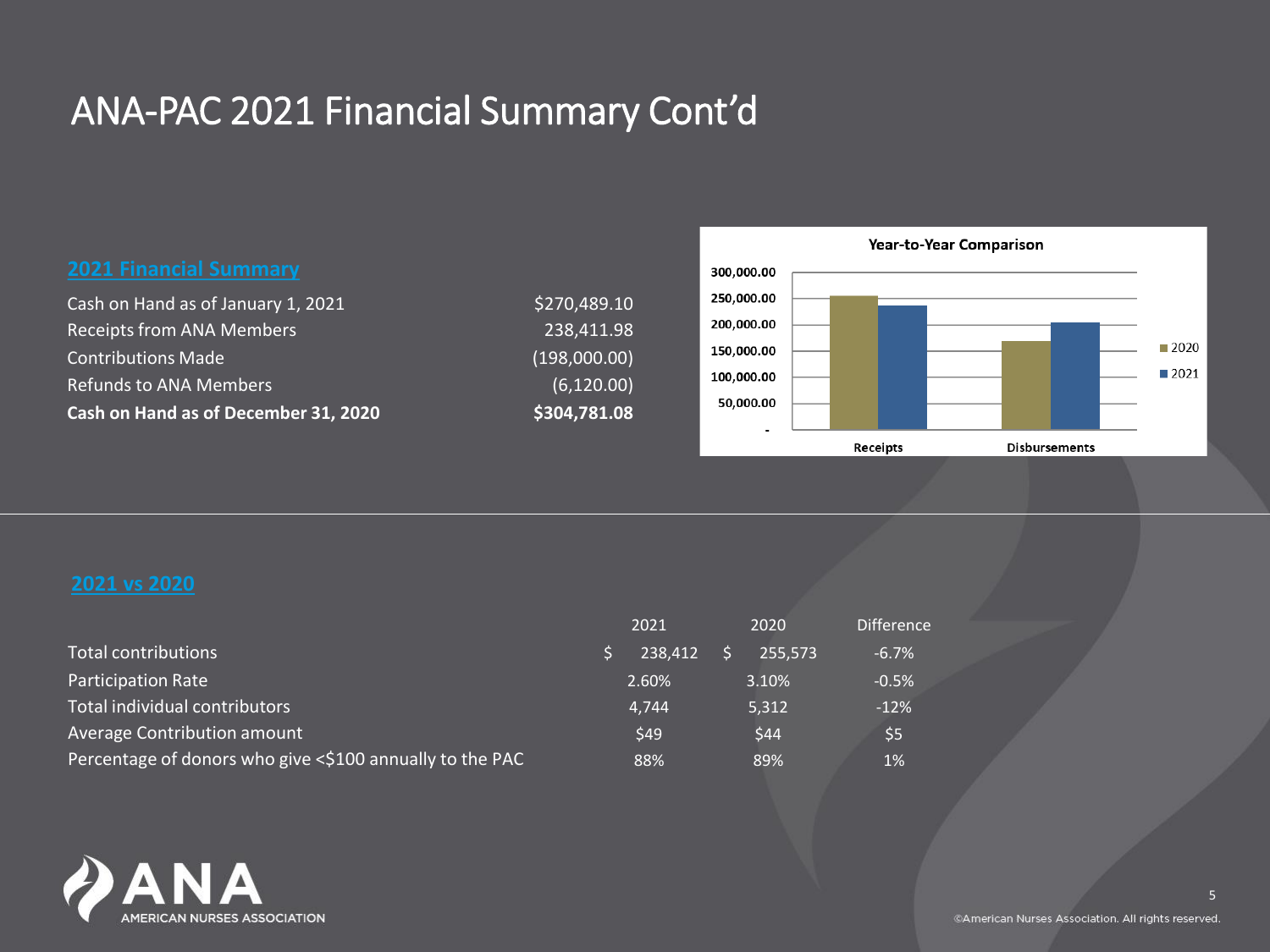# ANA-PAC 2021 Financial Summary Cont'd

## 2021 Financial Summary

| | |
|---|---|
| Cash on Hand as of January 1, 2021 | $270,489.10 |
| Receipts from ANA Members | 238,411.98 |
| Contributions Made | (198,000.00) |
| Refunds to ANA Members | (6,120.00) |
| **Cash on Hand as of December 31, 2020** | **$304,781.08** |

## 2021 vs 2020

| | 2021 | 2020 | Difference |
|---|---|---|---|
| Total contributions | $ 238,412 | $ 255,573 | -6.7% |
| Participation Rate | 2.60% | 3.10% | -0.5% |
| Total individual contributors | 4,744 | 5,312 | -12% |
| Average Contribution amount | $49 | $44 | $5 |
| Percentage of donors who give <$100 annually to the PAC | 88% | 89% | 1% |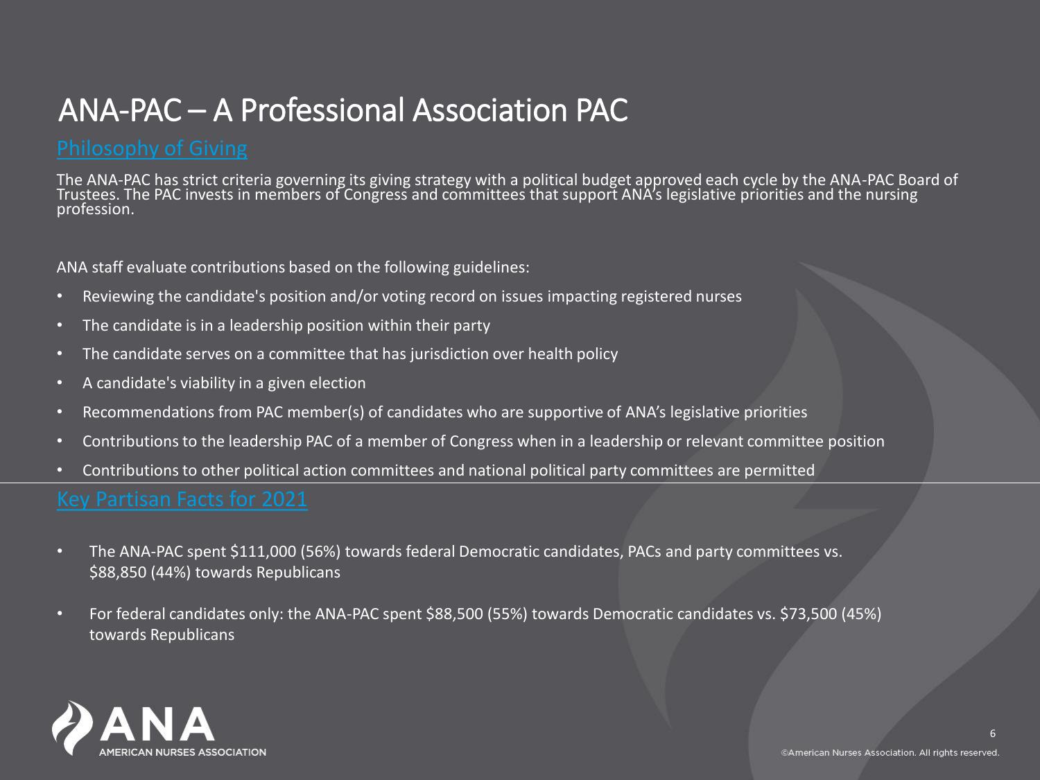# ANA-PAC – A Professional Association PAC

## Philosophy of Giving

The ANA-PAC has strict criteria governing its giving strategy with a political budget approved each cycle by the ANA-PAC Board of Trustees. The PAC invests in members of Congress and committees that support ANA's legislative priorities and the nursing profession.

ANA staff evaluate contributions based on the following guidelines:

- Reviewing the candidate's position and/or voting record on issues impacting registered nurses
- The candidate is in a leadership position within their party
- The candidate serves on a committee that has jurisdiction over health policy
- A candidate's viability in a given election
- Recommendations from PAC member(s) of candidates who are supportive of ANA's legislative priorities
- Contributions to the leadership PAC of a member of Congress when in a leadership or relevant committee position
- Contributions to other political action committees and national political party committees are permitted

## Key Partisan Facts for 2021

- The ANA-PAC spent $111,000 (56%) towards federal Democratic candidates, PACs and party committees vs. $88,850 (44%) towards Republicans
- For federal candidates only: the ANA-PAC spent $88,500 (55%) towards Democratic candidates vs. $73,500 (45%) towards Republicans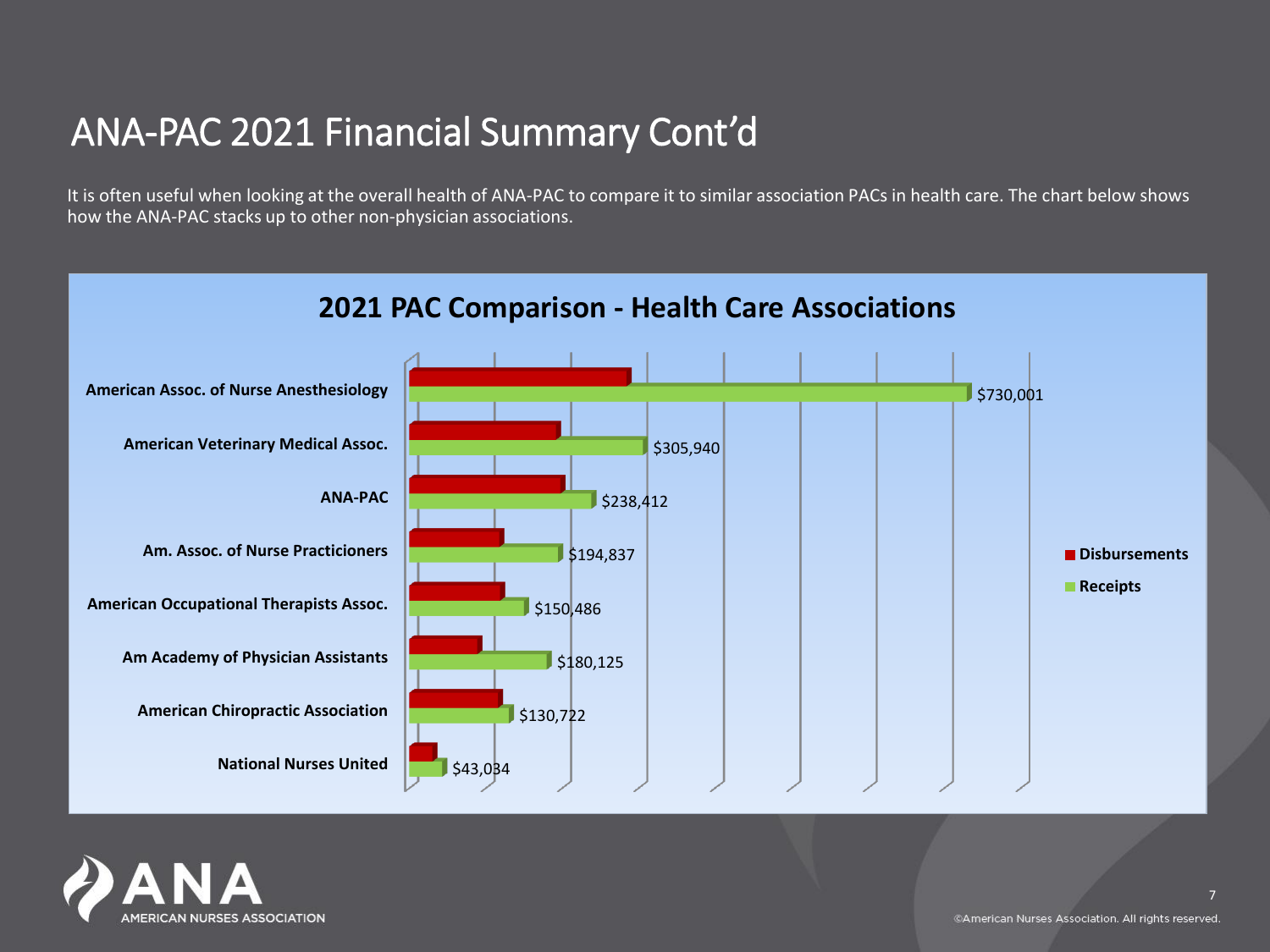# ANA-PAC 2021 Financial Summary Cont'd

It is often useful when looking at the overall health of ANA-PAC to compare it to similar association PACs in health care. The chart below shows how the ANA-PAC stacks up to other non-physician associations.

## 2021 PAC Comparison - Health Care Associations

| Association | Receipts |
| --- | --- |
| American Assoc. of Nurse Anesthesiology | $730,001 |
| American Veterinary Medical Assoc. | $305,940 |
| ANA-PAC | $238,412 |
| Am. Assoc. of Nurse Practicioners | $194,837 |
| American Occupational Therapists Assoc. | $150,486 |
| Am Academy of Physician Assistants | $180,125 |
| American Chiropractic Association | $130,722 |
| National Nurses United | $43,034 |

Legend: Disbursements, Receipts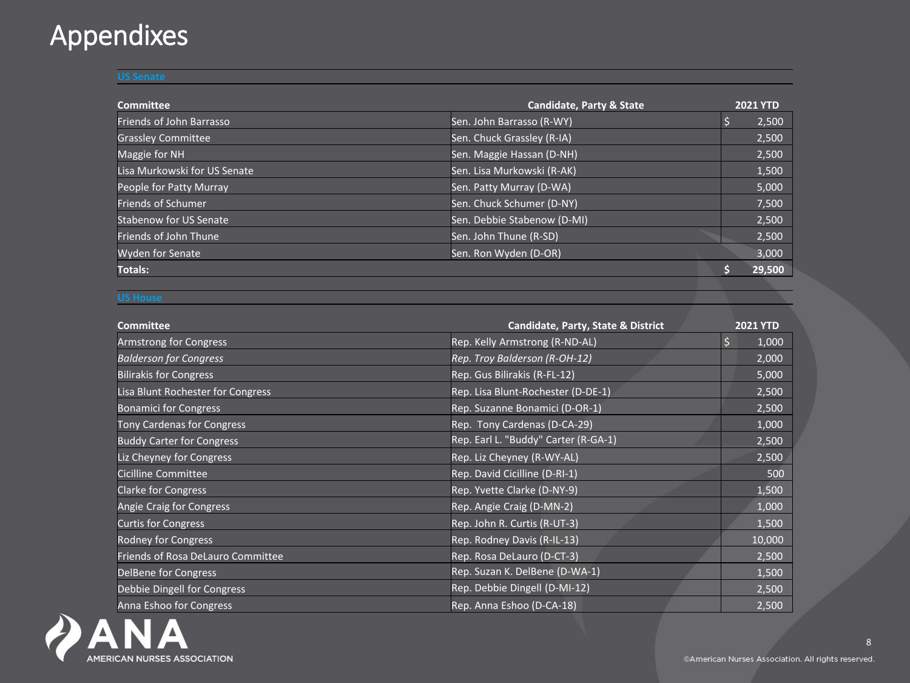# Appendixes

### US Senate

| Committee | Candidate, Party & State | 2021 YTD |
| --- | --- | --- |
| Friends of John Barrasso | Sen. John Barrasso (R-WY) | $ 2,500 |
| Grassley Committee | Sen. Chuck Grassley (R-IA) | 2,500 |
| Maggie for NH | Sen. Maggie Hassan (D-NH) | 2,500 |
| Lisa Murkowski for US Senate | Sen. Lisa Murkowski (R-AK) | 1,500 |
| People for Patty Murray | Sen. Patty Murray (D-WA) | 5,000 |
| Friends of Schumer | Sen. Chuck Schumer (D-NY) | 7,500 |
| Stabenow for US Senate | Sen. Debbie Stabenow (D-MI) | 2,500 |
| Friends of John Thune | Sen. John Thune (R-SD) | 2,500 |
| Wyden for Senate | Sen. Ron Wyden (D-OR) | 3,000 |
| **Totals:** | | **$ 29,500** |

### US House

| Committee | Candidate, Party, State & District | 2021 YTD |
| --- | --- | --- |
| Armstrong for Congress | Rep. Kelly Armstrong (R-ND-AL) | $ 1,000 |
| *Balderson for Congress* | *Rep. Troy Balderson (R-OH-12)* | 2,000 |
| Bilirakis for Congress | Rep. Gus Bilirakis (R-FL-12) | 5,000 |
| Lisa Blunt Rochester for Congress | Rep. Lisa Blunt-Rochester (D-DE-1) | 2,500 |
| Bonamici for Congress | Rep. Suzanne Bonamici (D-OR-1) | 2,500 |
| Tony Cardenas for Congress | Rep. Tony Cardenas (D-CA-29) | 1,000 |
| Buddy Carter for Congress | Rep. Earl L. "Buddy" Carter (R-GA-1) | 2,500 |
| Liz Cheyney for Congress | Rep. Liz Cheyney (R-WY-AL) | 2,500 |
| Cicilline Committee | Rep. David Cicilline (D-RI-1) | 500 |
| Clarke for Congress | Rep. Yvette Clarke (D-NY-9) | 1,500 |
| Angie Craig for Congress | Rep. Angie Craig (D-MN-2) | 1,000 |
| Curtis for Congress | Rep. John R. Curtis (R-UT-3) | 1,500 |
| Rodney for Congress | Rep. Rodney Davis (R-IL-13) | 10,000 |
| Friends of Rosa DeLauro Committee | Rep. Rosa DeLauro (D-CT-3) | 2,500 |
| DelBene for Congress | Rep. Suzan K. DelBene (D-WA-1) | 1,500 |
| Debbie Dingell for Congress | Rep. Debbie Dingell (D-MI-12) | 2,500 |
| Anna Eshoo for Congress | Rep. Anna Eshoo (D-CA-18) | 2,500 |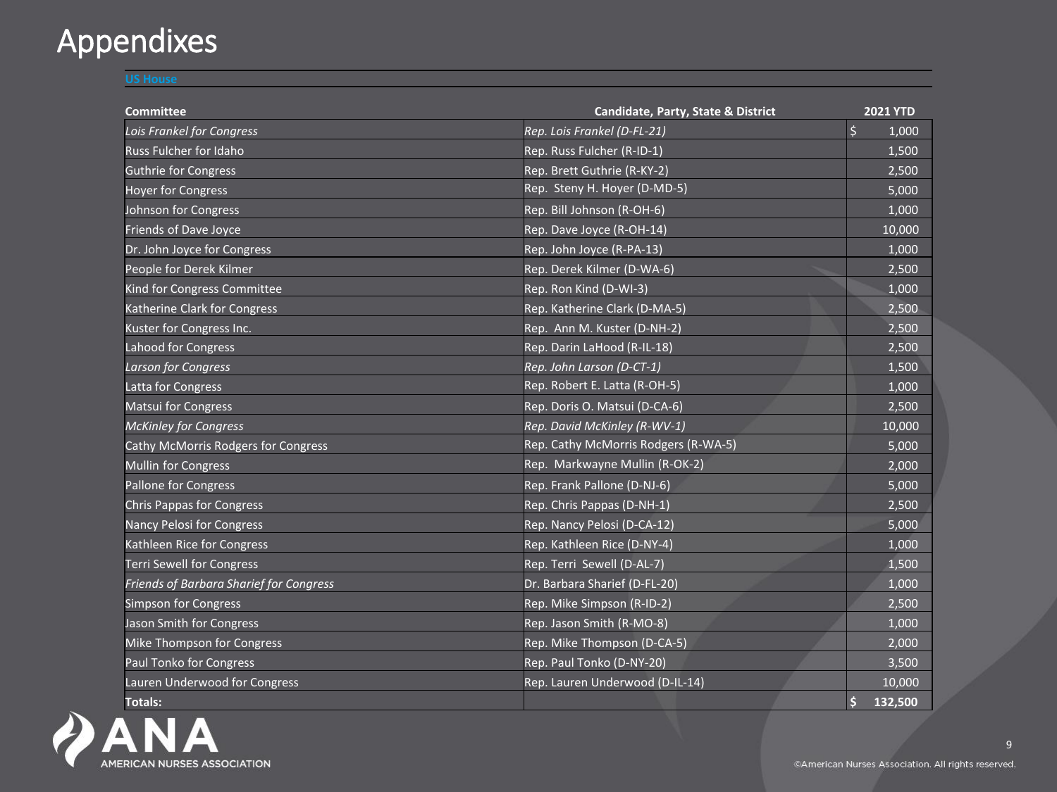# Appendixes

**US House**

| Committee | Candidate, Party, State & District | 2021 YTD |
| --- | --- | --- |
| *Lois Frankel for Congress* | *Rep. Lois Frankel (D-FL-21)* | $ 1,000 |
| Russ Fulcher for Idaho | Rep. Russ Fulcher (R-ID-1) | 1,500 |
| Guthrie for Congress | Rep. Brett Guthrie (R-KY-2) | 2,500 |
| Hoyer for Congress | Rep. Steny H. Hoyer (D-MD-5) | 5,000 |
| Johnson for Congress | Rep. Bill Johnson (R-OH-6) | 1,000 |
| Friends of Dave Joyce | Rep. Dave Joyce (R-OH-14) | 10,000 |
| Dr. John Joyce for Congress | Rep. John Joyce (R-PA-13) | 1,000 |
| People for Derek Kilmer | Rep. Derek Kilmer (D-WA-6) | 2,500 |
| Kind for Congress Committee | Rep. Ron Kind (D-WI-3) | 1,000 |
| Katherine Clark for Congress | Rep. Katherine Clark (D-MA-5) | 2,500 |
| Kuster for Congress Inc. | Rep. Ann M. Kuster (D-NH-2) | 2,500 |
| Lahood for Congress | Rep. Darin LaHood (R-IL-18) | 2,500 |
| *Larson for Congress* | *Rep. John Larson (D-CT-1)* | 1,500 |
| Latta for Congress | Rep. Robert E. Latta (R-OH-5) | 1,000 |
| Matsui for Congress | Rep. Doris O. Matsui (D-CA-6) | 2,500 |
| *McKinley for Congress* | *Rep. David McKinley (R-WV-1)* | 10,000 |
| Cathy McMorris Rodgers for Congress | Rep. Cathy McMorris Rodgers (R-WA-5) | 5,000 |
| Mullin for Congress | Rep. Markwayne Mullin (R-OK-2) | 2,000 |
| Pallone for Congress | Rep. Frank Pallone (D-NJ-6) | 5,000 |
| Chris Pappas for Congress | Rep. Chris Pappas (D-NH-1) | 2,500 |
| Nancy Pelosi for Congress | Rep. Nancy Pelosi (D-CA-12) | 5,000 |
| Kathleen Rice for Congress | Rep. Kathleen Rice (D-NY-4) | 1,000 |
| Terri Sewell for Congress | Rep. Terri Sewell (D-AL-7) | 1,500 |
| *Friends of Barbara Sharief for Congress* | Dr. Barbara Sharief (D-FL-20) | 1,000 |
| Simpson for Congress | Rep. Mike Simpson (R-ID-2) | 2,500 |
| Jason Smith for Congress | Rep. Jason Smith (R-MO-8) | 1,000 |
| Mike Thompson for Congress | Rep. Mike Thompson (D-CA-5) | 2,000 |
| Paul Tonko for Congress | Rep. Paul Tonko (D-NY-20) | 3,500 |
| Lauren Underwood for Congress | Rep. Lauren Underwood (D-IL-14) | 10,000 |
| **Totals:** | | **$ 132,500** |

ANA AMERICAN NURSES ASSOCIATION

©American Nurses Association. All rights reserved.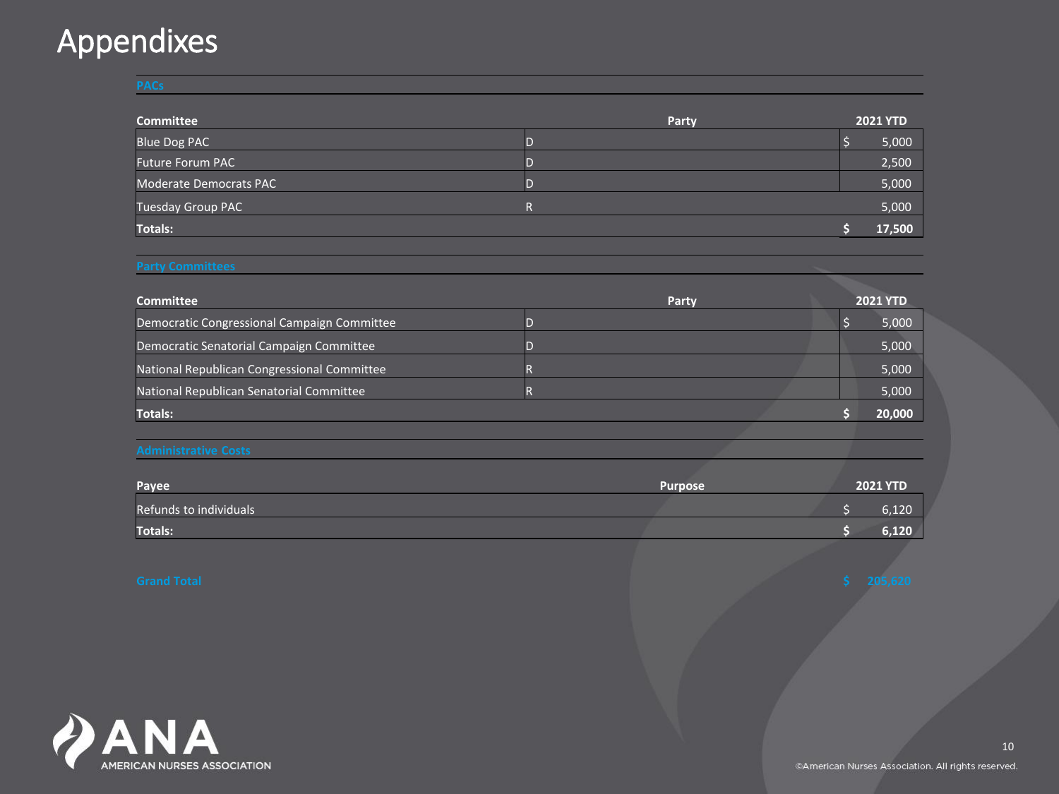# Appendixes

## PACs

| Committee | Party | 2021 YTD |
|---|---|---|
| Blue Dog PAC | D | $ 5,000 |
| Future Forum PAC | D | 2,500 |
| Moderate Democrats PAC | D | 5,000 |
| Tuesday Group PAC | R | 5,000 |
| **Totals:** | | **$ 17,500** |

## Party Committees

| Committee | Party | 2021 YTD |
|---|---|---|
| Democratic Congressional Campaign Committee | D | $ 5,000 |
| Democratic Senatorial Campaign Committee | D | 5,000 |
| National Republican Congressional Committee | R | 5,000 |
| National Republican Senatorial Committee | R | 5,000 |
| **Totals:** | | **$ 20,000** |

## Administrative Costs

| Payee | Purpose | 2021 YTD |
|---|---|---|
| Refunds to individuals | | $ 6,120 |
| **Totals:** | | **$ 6,120** |

**Grand Total** $ 205,620

©American Nurses Association. All rights reserved.